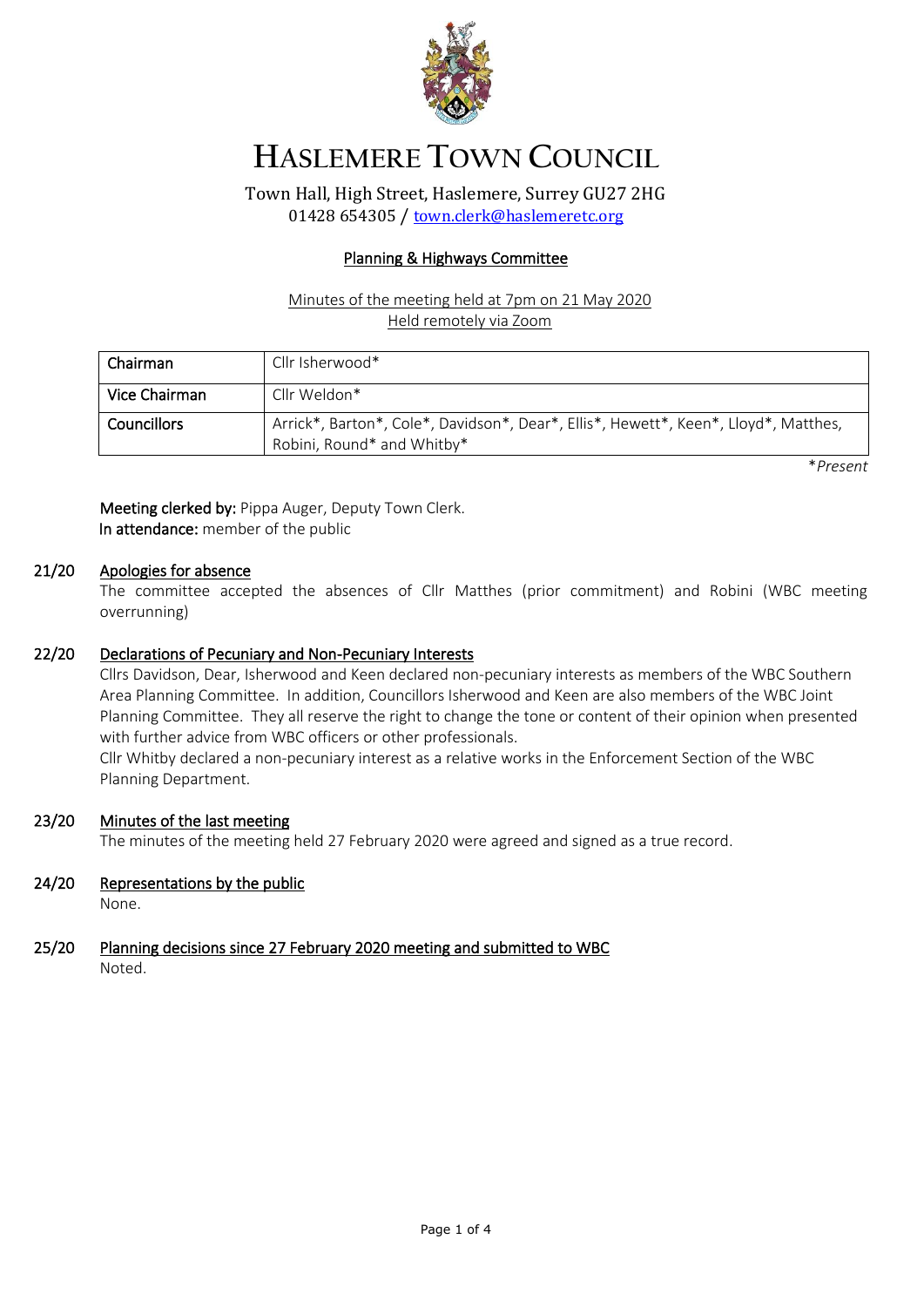# HASLEMERE TOWN COUNCIL

Town Hall, High Street, Haslemere, Surrey GU27 2HG
01428 654305 / town.clerk@haslemeretc.org

## Planning & Highways Committee

Minutes of the meeting held at 7pm on 21 May 2020
Held remotely via Zoom

| Chairman | Cllr Isherwood* |
|---|---|
| Vice Chairman | Cllr Weldon* |
| Councillors | Arrick*, Barton*, Cole*, Davidson*, Dear*, Ellis*, Hewett*, Keen*, Lloyd*, Matthes, Robini, Round* and Whitby* |

**Present*

**Meeting clerked by:** Pippa Auger, Deputy Town Clerk.
**In attendance:** member of the public

### 21/20 Apologies for absence

The committee accepted the absences of Cllr Matthes (prior commitment) and Robini (WBC meeting overrunning)

### 22/20 Declarations of Pecuniary and Non-Pecuniary Interests

Cllrs Davidson, Dear, Isherwood and Keen declared non-pecuniary interests as members of the WBC Southern Area Planning Committee. In addition, Councillors Isherwood and Keen are also members of the WBC Joint Planning Committee. They all reserve the right to change the tone or content of their opinion when presented with further advice from WBC officers or other professionals.

Cllr Whitby declared a non-pecuniary interest as a relative works in the Enforcement Section of the WBC Planning Department.

### 23/20 Minutes of the last meeting

The minutes of the meeting held 27 February 2020 were agreed and signed as a true record.

### 24/20 Representations by the public

None.

### 25/20 Planning decisions since 27 February 2020 meeting and submitted to WBC

Noted.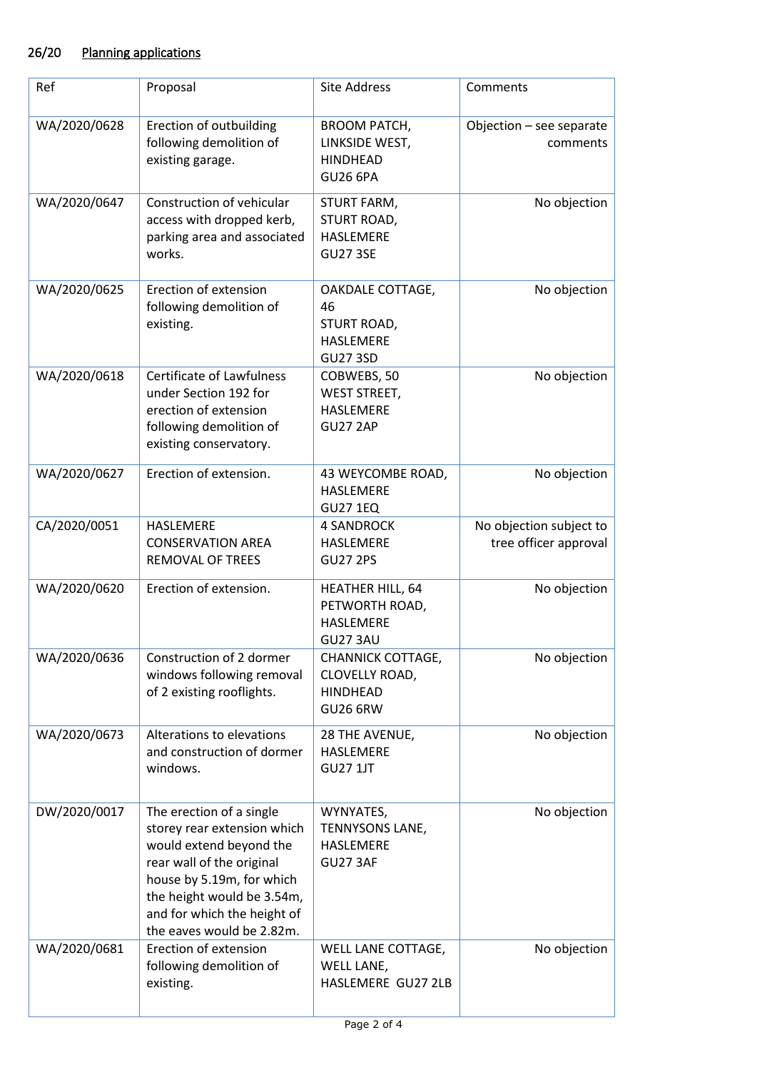## 26/20 Planning applications

| Ref | Proposal | Site Address | Comments |
|---|---|---|---|
| WA/2020/0628 | Erection of outbuilding following demolition of existing garage. | BROOM PATCH, LINKSIDE WEST, HINDHEAD GU26 6PA | Objection – see separate comments |
| WA/2020/0647 | Construction of vehicular access with dropped kerb, parking area and associated works. | STURT FARM, STURT ROAD, HASLEMERE GU27 3SE | No objection |
| WA/2020/0625 | Erection of extension following demolition of existing. | OAKDALE COTTAGE, 46 STURT ROAD, HASLEMERE GU27 3SD | No objection |
| WA/2020/0618 | Certificate of Lawfulness under Section 192 for erection of extension following demolition of existing conservatory. | COBWEBS, 50 WEST STREET, HASLEMERE GU27 2AP | No objection |
| WA/2020/0627 | Erection of extension. | 43 WEYCOMBE ROAD, HASLEMERE GU27 1EQ | No objection |
| CA/2020/0051 | HASLEMERE CONSERVATION AREA REMOVAL OF TREES | 4 SANDROCK HASLEMERE GU27 2PS | No objection subject to tree officer approval |
| WA/2020/0620 | Erection of extension. | HEATHER HILL, 64 PETWORTH ROAD, HASLEMERE GU27 3AU | No objection |
| WA/2020/0636 | Construction of 2 dormer windows following removal of 2 existing rooflights. | CHANNICK COTTAGE, CLOVELLY ROAD, HINDHEAD GU26 6RW | No objection |
| WA/2020/0673 | Alterations to elevations and construction of dormer windows. | 28 THE AVENUE, HASLEMERE GU27 1JT | No objection |
| DW/2020/0017 | The erection of a single storey rear extension which would extend beyond the rear wall of the original house by 5.19m, for which the height would be 3.54m, and for which the height of the eaves would be 2.82m. | WYNYATES, TENNYSONS LANE, HASLEMERE GU27 3AF | No objection |
| WA/2020/0681 | Erection of extension following demolition of existing. | WELL LANE COTTAGE, WELL LANE, HASLEMERE GU27 2LB | No objection |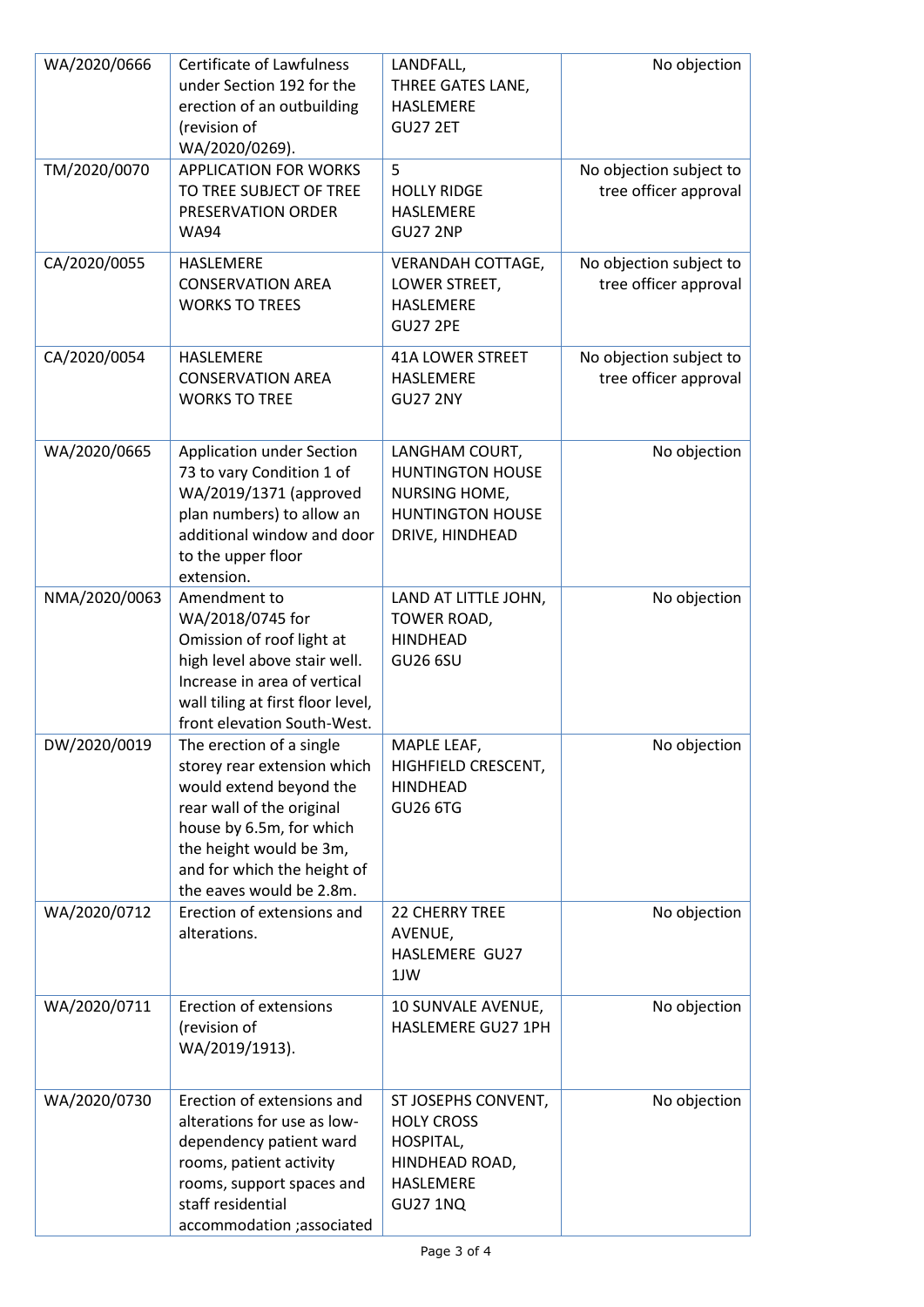| | | | |
|---|---|---|---|
| WA/2020/0666 | Certificate of Lawfulness under Section 192 for the erection of an outbuilding (revision of WA/2020/0269). | LANDFALL, THREE GATES LANE, HASLEMERE GU27 2ET | No objection |
| TM/2020/0070 | APPLICATION FOR WORKS TO TREE SUBJECT OF TREE PRESERVATION ORDER WA94 | 5 HOLLY RIDGE HASLEMERE GU27 2NP | No objection subject to tree officer approval |
| CA/2020/0055 | HASLEMERE CONSERVATION AREA WORKS TO TREES | VERANDAH COTTAGE, LOWER STREET, HASLEMERE GU27 2PE | No objection subject to tree officer approval |
| CA/2020/0054 | HASLEMERE CONSERVATION AREA WORKS TO TREE | 41A LOWER STREET HASLEMERE GU27 2NY | No objection subject to tree officer approval |
| WA/2020/0665 | Application under Section 73 to vary Condition 1 of WA/2019/1371 (approved plan numbers) to allow an additional window and door to the upper floor extension. | LANGHAM COURT, HUNTINGTON HOUSE NURSING HOME, HUNTINGTON HOUSE DRIVE, HINDHEAD | No objection |
| NMA/2020/0063 | Amendment to WA/2018/0745 for Omission of roof light at high level above stair well. Increase in area of vertical wall tiling at first floor level, front elevation South-West. | LAND AT LITTLE JOHN, TOWER ROAD, HINDHEAD GU26 6SU | No objection |
| DW/2020/0019 | The erection of a single storey rear extension which would extend beyond the rear wall of the original house by 6.5m, for which the height would be 3m, and for which the height of the eaves would be 2.8m. | MAPLE LEAF, HIGHFIELD CRESCENT, HINDHEAD GU26 6TG | No objection |
| WA/2020/0712 | Erection of extensions and alterations. | 22 CHERRY TREE AVENUE, HASLEMERE GU27 1JW | No objection |
| WA/2020/0711 | Erection of extensions (revision of WA/2019/1913). | 10 SUNVALE AVENUE, HASLEMERE GU27 1PH | No objection |
| WA/2020/0730 | Erection of extensions and alterations for use as low-dependency patient ward rooms, patient activity rooms, support spaces and staff residential accommodation ;associated | ST JOSEPHS CONVENT, HOLY CROSS HOSPITAL, HINDHEAD ROAD, HASLEMERE GU27 1NQ | No objection |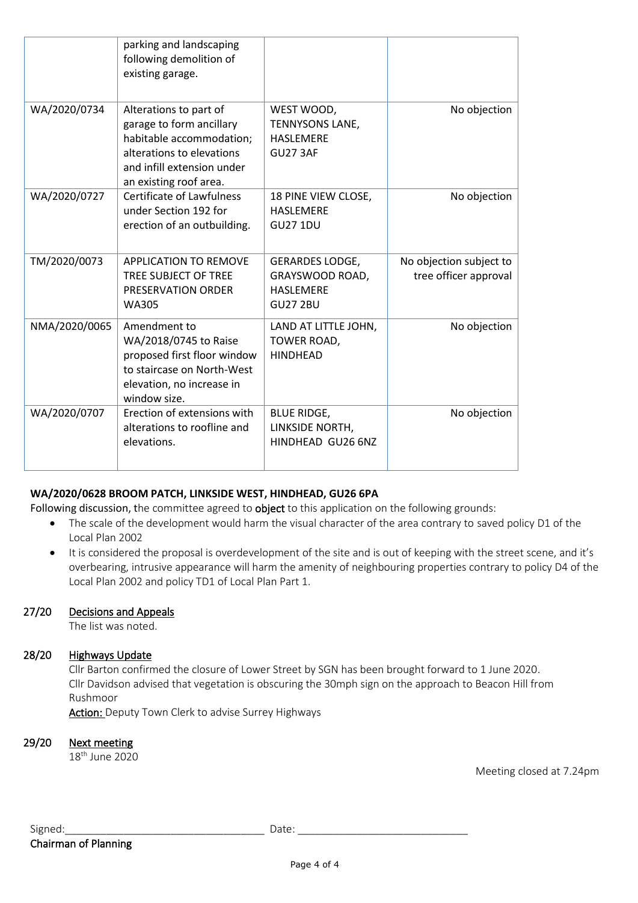| | | | |
|---|---|---|---|
| | parking and landscaping following demolition of existing garage. | | |
| WA/2020/0734 | Alterations to part of garage to form ancillary habitable accommodation; alterations to elevations and infill extension under an existing roof area. | WEST WOOD, TENNYSONS LANE, HASLEMERE GU27 3AF | No objection |
| WA/2020/0727 | Certificate of Lawfulness under Section 192 for erection of an outbuilding. | 18 PINE VIEW CLOSE, HASLEMERE GU27 1DU | No objection |
| TM/2020/0073 | APPLICATION TO REMOVE TREE SUBJECT OF TREE PRESERVATION ORDER WA305 | GERARDES LODGE, GRAYSWOOD ROAD, HASLEMERE GU27 2BU | No objection subject to tree officer approval |
| NMA/2020/0065 | Amendment to WA/2018/0745 to Raise proposed first floor window to staircase on North-West elevation, no increase in window size. | LAND AT LITTLE JOHN, TOWER ROAD, HINDHEAD | No objection |
| WA/2020/0707 | Erection of extensions with alterations to roofline and elevations. | BLUE RIDGE, LINKSIDE NORTH, HINDHEAD GU26 6NZ | No objection |

**WA/2020/0628 BROOM PATCH, LINKSIDE WEST, HINDHEAD, GU26 6PA**

Following discussion, the committee agreed to **object** to this application on the following grounds:

- The scale of the development would harm the visual character of the area contrary to saved policy D1 of the Local Plan 2002
- It is considered the proposal is overdevelopment of the site and is out of keeping with the street scene, and it's overbearing, intrusive appearance will harm the amenity of neighbouring properties contrary to policy D4 of the Local Plan 2002 and policy TD1 of Local Plan Part 1.

**27/20 Decisions and Appeals**

The list was noted.

**28/20 Highways Update**

Cllr Barton confirmed the closure of Lower Street by SGN has been brought forward to 1 June 2020.
Cllr Davidson advised that vegetation is obscuring the 30mph sign on the approach to Beacon Hill from Rushmoor

**Action:** Deputy Town Clerk to advise Surrey Highways

**29/20 Next meeting**

18th June 2020

Meeting closed at 7.24pm

Signed:\_\_\_\_\_\_\_\_\_\_\_\_\_\_\_\_\_\_\_\_\_\_\_\_\_\_\_\_\_\_\_\_\_\_ Date: \_\_\_\_\_\_\_\_\_\_\_\_\_\_\_\_\_\_\_\_\_\_\_\_\_\_\_\_\_\_

**Chairman of Planning**